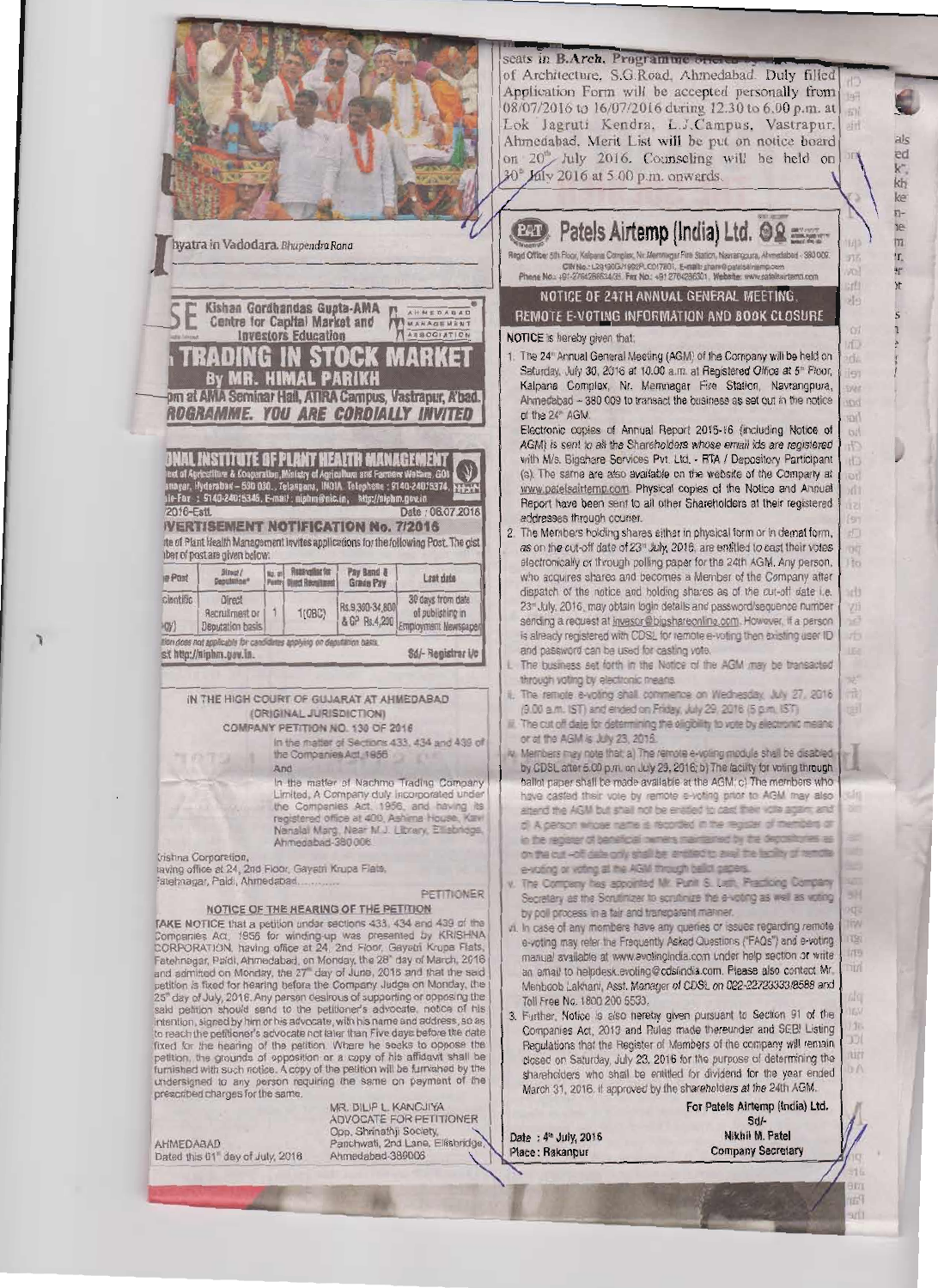seats in B.Arch. Programme offered by ... of Architecture, S.G.Road, Ahmedabad. Duly filled Application Form will be accepted personally from 08/07/2016 to 16/07/2016 during 12.30 to 6.00 p.m. at Lok Jagruti Kendra, L.J.Campus, Vastrapur, Ahmedabad. Merit List will be put on notice board on 20th July 2016. Counseling will be held on 30th July 2016 at 5.00 p.m. onwards.

# Patels Airtemp (India) Ltd.

Regd Office: 5th Floor, Kalpana Complex, Nr. Memnagar Fire Station, Navrangpura, Ahmedabad - 380 009.
CIN No.: L29190GJ1992PLC017801, E-mail: share@patelsairtemp.com
Phone No.: +91-2764286634/35, Fax No.: +91 2764286301, Website: www.patelsairtemp.com

## NOTICE OF 24TH ANNUAL GENERAL MEETING, REMOTE E-VOTING INFORMATION AND BOOK CLOSURE

NOTICE is hereby given that:

1. The 24th Annual General Meeting (AGM) of the Company will be held on Saturday, July 30, 2016 at 10.00 a.m. at Registered Office at 5th Floor, Kalpana Complex, Nr. Memnagar Fire Station, Navrangpura, Ahmedabad – 380 009 to transact the business as set out in the notice of the 24th AGM.

   Electronic copies of Annual Report 2015-16 (including Notice of AGM) is sent to all the Shareholders whose email ids are registered with M/s. Bigshare Services Pvt. Ltd. - RTA / Depository Participant (s). The same are also available on the website of the Company at www.patelsairtemp.com. Physical copies of the Notice and Annual Report have been sent to all other Shareholders at their registered addresses through courier.

2. The Members holding shares either in physical form or in demat form, as on the cut-off date of 23rd July, 2016, are entitled to cast their votes electronically or through polling paper for the 24th AGM. Any person, who acquires shares and becomes a Member of the Company after dispatch of the notice and holding shares as of the cut-off date i.e. 23rd July, 2016, may obtain login details and password/sequence number sending a request at invesor@bigshareonline.com. However, if a person is already registered with CDSL for remote e-voting then existing user ID and password can be used for casting vote.

   i. The business set forth in the Notice of the AGM may be transacted through voting by electronic means.
   ii. The remote e-voting shall commence on Wednesday, July 27, 2016 (9.00 a.m. IST) and ended on Friday, July 29, 2016 (5 p.m. IST)
   iii. The cut off date for determining the eligibility to vote by electronic means or at the AGM is July 23, 2016.
   iv. Members may note that: a) The remote e-voting module shall be disabled by CDSL after 5.00 p.m. on July 29, 2016; b) The facility for voting through ballot paper shall be made available at the AGM; c) The members who have casted their vote by remote e-voting prior to AGM may also attend the AGM but shall not be entitled to cast their vote again; and d) A person whose name is recorded in the register of members or in the register of beneficial owners maintained by the depositories as on the cut-off date only shall be entitled to avail the facility of remote e-voting or voting at the AGM through ballot papers.
   v. The Company has appointed Mr. Punit S. Lath, Practicing Company Secretary as the Scrutinizer to scrutinize the e-voting as well as voting by poll process in a fair and transparent manner.
   vi. In case of any members have any queries or issues regarding remote e-voting may refer the Frequently Asked Questions ("FAQs") and e-voting manual available at www.evotingindia.com under help section or write an email to helpdesk.evoting@cdslindia.com. Please also contact Mr. Mehboob Lakhani, Asst. Manager of CDSL on 022-22723333/8588 and Toll Free No. 1800 200 5533.

3. Further, Notice is also hereby given pursuant to Section 91 of the Companies Act, 2013 and Rules made thereunder and SEBI Listing Regulations that the Register of Members of the company will remain closed on Saturday, July 23, 2016 for the purpose of determining the shareholders who shall be entitled for dividend for the year ended March 31, 2016, if approved by the shareholders at the 24th AGM.

Date : 4th July, 2016
Place : Rakanpur

For Patels Airtemp (India) Ltd.
Sd/-
Nikhil M. Patel
Company Secretary

---

...hyatra in Vadodara. Bhupendra Rana

---

Kishan Gordhandas Gupta-AMA Centre for Capital Market and Investors Education — AHMEDABAD MANAGEMENT ASSOCIATION

## TRADING IN STOCK MARKET

**By MR. HIMAL PARIKH**

...pm at AMA Seminar Hall, ATIRA Campus, Vastrapur, A'bad.

**PROGRAMME. YOU ARE CORDIALLY INVITED**

---

## NATIONAL INSTITUTE OF PLANT HEALTH MANAGEMENT

...of Agriculture & Cooperation, Ministry of Agriculture and Farmers Welfare, GOI ...nagar, Hyderabad – 500 030., Telangana, INDIA. Telephone : 9140-24015374, ...Fax : 5140-24015346, E-mail : niphm@nic.in, http://niphm.gov.in

...2016-Estt. Date : 06.07.2016

## ADVERTISEMENT NOTIFICATION No. 7/2016

...te of Plant Health Management invites applications for the following Post. The gist ...ber of post are given below:

| ...e Post | Direct / Deputation* | No. of Posts | Reservation for Direct Recruitment | Pay Band & Grade Pay | Last date |
|---|---|---|---|---|---|
| ...cientific ...gy) | Direct Recruitment or Deputation basis | 1 | 1(OBC) | Rs.9,300-34,800 & GP Rs.4,200 | 30 days from date of publishing in Employment Newspaper |

...tion does not applicable for candidates applying on deputation basis.
...sit http://niphm.gov.in.

Sd/- Registrar I/c

---

### IN THE HIGH COURT OF GUJARAT AT AHMEDABAD
### (ORIGINAL JURISDICTION)
### COMPANY PETITION NO. 130 OF 2016

In the matter of Sections 433, 434 and 439 of the Companies Act, 1956

And

In the matter of Nachmo Trading Company Limited, A Company duly incorporated under the Companies Act, 1956, and having its registered office at 400, Ashima House, Kavi Nanalal Marg, Near M.J. Library, Ellisbridge, Ahmedabad-380006.

Krishna Corporation,
having office at 24, 2nd Floor, Gayatri Krupa Flats, Fatehnagar, Paldi, Ahmedabad............

PETITIONER

#### NOTICE OF THE HEARING OF THE PETITION

TAKE NOTICE that a petition under sections 433, 434 and 439 of the Companies Act, 1956 for winding-up was presented by KRISHNA CORPORATION, having office at 24, 2nd Floor, Gayatri Krupa Flats, Fatehnagar, Paldi, Ahmedabad, on Monday, the 28th day of March, 2016 and admitted on Monday, the 27th day of June, 2016 and that the said petition is fixed for hearing before the Company Judge on Monday, the 25th day of July, 2016. Any person desirous of supporting or opposing the said petition should send to the petitioner's advocate, notice of his intention, signed by him or his advocate, with his name and address, so as to reach the petitioner's advocate not later than Five days before the date fixed for the hearing of the petition. Where he seeks to oppose the petition, the grounds of opposition or a copy of his affidavit shall be furnished with such notice. A copy of the petition will be furnished by the undersigned to any person requiring the same on payment of the prescribed charges for the same.

AHMEDABAD
Dated this 01st day of July, 2016

MR. DILIP L. KANOJIYA
ADVOCATE FOR PETITIONER
Opp. Shrinathji Society,
Panchwati, 2nd Lane, Ellisbridge,
Ahmedabad-380006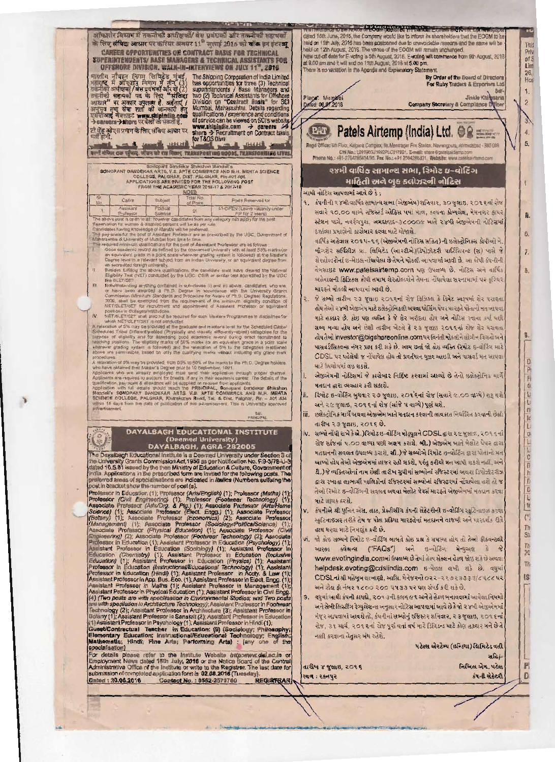## ऑफशोर विभाग में तकनीकी अधीक्षकों/ बेस प्रबंधकों और तकनीकी सहायकों के लिए संविदा आधार पर करियर अवसर 11 जुलाई 2016 को वॉक इन इंटरव्यू

## CAREER OPPORTUNITIES ON CONTRACT BASIS FOR TECHNICAL SUPERINTENDENTS/ BASE MANAGERS & TECHNICAL ASSISTANTS FOR OFFSHORE DIVISION. WALK-IN-INTERVIEWS ON JULY 11th, 2016

भारतीय नौवहन निगम लिमिटेड मुंबई, महाराष्ट्र में ऑफशोर विभाग में तीन (3) तकनीकी अधीक्षकों / बेस प्रबंधकों और दो (2) तकनीकी सहायकों पद के लिए "संविदा आधार" पर अवसर उपलब्ध है. अर्हताएं / अनुभव तथा सेवा शर्तों की जानकारी हेतु एससीआई वेबसाइट www.shipindia.com → careers → shore पर देखी जा सकती हैं.

टी एंड ओएस प्रभाग के लिए संविदा आधार पर भर्ती होगी.

The Shipping Corporation of India Limited has opportunities for three (3) Technical superintendents / Base Managers and two (2) Technical Assistants for Offshore Division on "Contract Basis" for SCI Mumbai, Maharashtra. Details regarding qualifications / experience and conditions of service can be viewed on SCI's website www.shipindia.com → careers → shore → Recruitment on Contract basis for T&OS Divn

माल परिवहन, जीवन परिवर्तन TRANSPORTING GOODS. TRANSFORMING LIVES.

---

Sonopant Dandekar Shikshan Mandali's
SONOPANT DANDEKAR ARTS, V.S. APTE COMMERCE AND M.H. MEHTA SCIENCE COLLEGE, PALGHAR, DIST. PALGHAR, Pin-401 404.
APPLICATIONS ARE INVITED FOR THE FOLLOWING POST FROM THE ACADEMIC YEAR 2016-17 & 2017-18
AIDED

| Sr. No. | Cadre | Subject | Total No. of Posts | Posts Reserved for |
|---|---|---|---|---|
| 1. | Assistant Professor | Political Science | 01 | 01-OPEN (Leave vacancy under FIP for 2 years) |

The above post is open to all. However candidates from any category can apply for the post.
Reservation for women & disabled persons will be as per rule.
Candidates having knowledge of Marathi will be preferred.
The pay-scale for the post of Assistant Professor are as prescribed by the UGC, Government of Maharashtra & University of Mumbai from time to time.
The required minimum qualifications for the post of Assistant Professor are as follows:

I. Good academic record as defined by the concerned University with at least 55% marks (or an equivalent grade in a point scale wherever grading system is followed) at the Master's Degree level in a relevant subject from an Indian University, or an equivalent degree from an accredited foreign university.

II. Besides fulfilling the above qualifications, the candidate must have cleared the National Eligibility Test (NET) conducted by the UGC, CSIR or similar test accredited by the UGC like SLET/SET.

III. Notwithstanding anything contained in sub-clause (i) and (ii) above, candidates, who are, or have been awarded a Ph.D. Degree in accordance with the University Grants Commission (Minimum Standards and Procedure for Award of Ph.D. Degree) Regulations, 2009, shall be exempted from the requirement of the minimum eligibility condition of NET/SLET/SET for recruitment and appointment of Assistant Professor or equivalent positions in Colleges/Institutions.

IV. NET/SLET/SET shall also not be required for such Masters Programmes in disciplines for which NET/SLET/SET is not conducted.

A relaxation of 5% may be provided at the graduate and master's level for the Scheduled Caste/ Scheduled Tribe/ Differently-abled (Physically and visually differently-abled) categories for the purpose of eligibility and for assessing good academic record during direct recruitment to teaching positions. The eligibility marks of 55% marks (or an equivalent grade in a point scale wherever grading system is followed) and the relaxation of 5% to the categories mentioned above are permissible, based on only the qualifying marks without including any grace mark procedures.

A relaxation of 5% may be provided, from 55% to 50% of the marks to the Ph.D. Degree holders who have obtained their Master's Degree prior to 19 September, 1991.

Applicants who are already employed must send their application through proper channel. Applicants are required to account for breaks, if any in their academic career. The details of the qualification, pay-scale & allowance will be supplied on request from applicants.

Application with full details should reach the PRINCIPAL, Sonopant Dandekar Shikshan Mandali's SONOPANT DANDEKAR ARTS, V.S. APTE COMMERCE AND M.H. MEHTA SCIENCE COLLEGE, PALGHAR, Kharekuran Road, Tal. & Dist. Palghar, Pin - 401 404 within 15 days from the date of publication of this advertisement. This is University approved advertisement.

Sd/-
PRINCIPAL

---

## DAYALBAGH EDUCATIONAL INSTITUTE
(Deemed University)
DAYALBAGH, AGRA-282005

The Dayalbagh Educational Institute is a Deemed University under Section 3 of the University Grants Commission Act,1956 as per Notification No. F.9-3/78-U-3 dated 16.5.81 issued by the then Ministry of Education & Culture, Government of India. Applications in the prescribed form are invited for the following posts. The preferred areas of specialisations are indicated in *italics* (Numbers suffixing the post in bracket show the number of post (s).

Professor in Education (1); Professor (*Arts/English*) (1); Professor (*Maths*) (1); Professor (*Civil Engineering*) (1); Professor (*Footwear Technology*) (1); Associate Professor (*Arts/Drg. & Ptg.*) (1); Associate Professor (*Arts/Home Science*) (1); Associate Professor (*Elect. Engg.*) (1); Associate Professor (*Botany*) (1); Associate Professor (*Economics*) (2); Associate Professor (*Management*) (1); Associate Professor (*Sociology/PoliticalScience*) (1); Associate Professor (*Physical Education*) (1); Associate Professor (*Civil Engineering*) (2); Associate Professor (*Footwear Technology*) (2); Associate Professor in Education (1); Assistant Professor in Education (*Psychology*) (1); Assistant Professor in Education (*Sociology*) (1); Assistant Professor in Education (*Chemistry*) (1); Assistant Professor in Education (*Inclusive Education*) (1); Assistant Professor in Education (*Physics*) (1); Assistant Professor in Education (*Instructional/Educational Technology*) (1); Assistant Professor in Education (*Hindi*) (1); Assistant Professor in Accty. & Law (1); Assistant Professor in App. Bus. Eco. (1); Assistant Professor in Elect. Engg. (1); Assistant Professor in Maths (1); Assistant Professor in Management (1); Assistant Professor in Physical Education (1); Assistant Professor in Civil Engg. (4) (*Two posts are with specilisation in Environmental Studies; and Two posts are with specilisation in Architecture Technology*); Assistant Professor in Footwear Technology (2); Assistant Professor in Architecture (3); Assistant Professor in Botany (1); Assistant Professor in Sanskrit (2); Assistant Professor in Education (1) Assistant Professor in Psychology (1), Assistant Professor in Hindi (1);
Guest/Contractual Teacher in Education: (9) (*Sociology; Philosophy; Elementary Education; Instructional/Educational Technology; English; Mathematic; Hindi; Fine Arts; Performing Arts*) : (any one of the specialisation)

For details please refer to the Institute Website (http:www.dei.ac.in or Employment News dated 16th July, 2016 or the Notice Board of the Central Administrative Office of the Institute or write to the Registrar. The last date for submission of completed application form is 02.08.2016 (Tuesday).
Dated : 30.06.2016 Contact No. : 0562-2570760 REGISTRAR

---

dated 16th June, 2016, the Company would like to inform its shareholders that the EOGM to be held on 11th July, 2016 has been postponed due to unavoidable reasons and the same will be held on 12th August, 2016. The venue of the EOGM will remain unchanged.
New cut-off date for E-voting is 5th August, 2016. E-voting will commence from 9th August, 2016 at 9.00 am and it will end on 11th August, 2016 at 5.00 pm.
There is no variation in the Agenda and Explanatory Statement.

By Order of the Board of Directors
For Ruby Traders & Exporters Ltd
Sd/-
Jinkle Khimsaria
Company Secretary & Compliance Officer

Place: Mumbai
Dated: 06.07.2016

---

## Patels Airtemp (India) Ltd.

Regd Office: 5th Floor, Kalpana Complex, Nr. Memnagar Fire Station, Navrangpura, Ahmedabad - 380 009
CIN No.: L29190GJ1992PLC017801, E-mail: share@patelsairtemp.com
Phone No.: +91-27642-86434/35, Fax No.: +91 2764286301, Website: www.patelsairtemp.com

### ૨૪મી વાર્ષિક સામાન્ય સભા, રિમોટ ઇ-વોટિંગ માહિતી અને બુક ક્લોઝરની નોટિસ

આથી નોટિસ આપવામાં આવે છે કે :

૧. કંપનીની ૨૪મી વાર્ષિક સામાન્ય સભા (એજીએમ) શનિવાર, ૩૦ જુલાઈ, ૨૦૧૬ના રોજ સવારે ૧૦.૦૦ વાગ્યે રજીસ્ટર્ડ ઓફિસ પાંચમો માળ, કલ્પના કોમ્પલેક્ષ, મેમનગર ફાયર સ્ટેશન પાસે, નવરંગપુરા, અમદાવાદ-૩૮૦૦૦૯ ખાતે ૨૪મી એજીએમની નોટિસમાં દર્શાવ્યા પ્રમાણેની કાર્યસૂચિ કરવા માટે યોજાશે.

વાર્ષિક અહેવાલ ૨૦૧૫-૧૬ (એજીએમની નોટિસ સહિત) ની ઇલેક્ટ્રોનિક્સ કોપીઓ મે. બીગશેર સર્વિસીઝ પ્રા. લિમિટેડ (આરટીએ)/ડિપોઝીટરી પાર્ટીસિપન્ટ (સ) પાસે જે શેરહોલ્ડરોના ઇ-મેઇલ નોંધાયેલા છે તેમને મોકલી આપવામાં આવી છે. આ કોપી કંપનીની વેબસાઇટ www.patelsairtemp.com પર ઉપલબ્ધ છે. નોટિસ અને વાર્ષિક અહેવાલની ફિઝિકલ કોપી તમામ શેરહોલ્ડરોને તેમના નોંધાયેલા સરનામામાં પર કુરિયર મારફતે મોકલી આપવામાં આવી છે.

૨. જે સભ્યો તારીખ ૨૩ જુલાઈ ૨૦૧૬ના રોજ ફિઝિકલ કે ડિમેટ સ્વરૂપમાં શેર ધરાવતા હોય તેઓ ૨૪મી એજીએમ માટે ઇલેક્ટ્રોનિકલી અથવા પોલિંગ પેપર મારફતે પોતાનો મત આપવા માટે હકદાર છે. કોઇ પણ વ્યક્તિ કે જે શેર ખરીદતા હોય અને નોટિસ રવાના કર્યા પછી સભ્ય બન્યા હોય અને છેલ્લી તારીખ એટલે કે ૨૩ જુલાઈ ૨૦૧૬ના રોજ શેર ધરાવતા હોય તેઓ investor@bigshareonline.com પર વિનંતી મોકલીને લોગીન વિગતો અને પાસવર્ડ વિકલ્પ નંબર પ્રાપ્ત કરી શકે છે. આમ છતાં જો કોઇ વ્યક્તિ રિમોટ ઇ-વોટિંગ માટે CDSL પર પહેલેથી જ નોંધાયેલ હોય તો પ્રવર્તમાન યુઝર આઇડી અને પાસવર્ડ મત આપવા માટે ઉપયોગમાં લઇ શકશે.

i. એજીએમની નોટિસમાં જે કાર્યોનો નિર્દેશ કરવામાં આવ્યો છે તેનો ઇલેક્ટ્રોનિક માર્ગે મતદાન દ્વારા વ્યવહાર કરી શકાશે.

ii. રિમોટ ઇ-વોટિંગ બુધવાર ૨૭ જુલાઈ, ૨૦૧૬ના રોજ (સવારે ૯.૦૦ વાગ્યે) શરૂ થશે અને ૨૯ જુલાઈ, ૨૦૧૬ના રોજ (સાંજે ૫ વાગ્યે) પૂર્ણ થશે.

iii. ઇલેક્ટ્રોનિક માર્ગે અથવા એજીએમ ખાતે મતદાન કરવાની લાયકાત નિર્ધારિત કરવાની છેલ્લી તારીખ ૨૩ જુલાઈ, ૨૦૧૬ છે.

iv. સભ્યો નોંધી રાખે કે એ.) રિમોટ ઇ-વોટિંગ મોડ્યુલને CDSL દ્વારા ૨૯ જુલાઈ, ૨૦૧૬ના રોજ સાંજના ૫.૦૦ વાગ્યા પછી અક્ષમ કરાશે. બી.) એજીએમ ખાતે બેલોટ પેપર દ્વારા મતદાનની સવલત ઉપલબ્ધ કરાશે. સી.) જે સભ્યોએ રિમોટ ઇ-વોટિંગ દ્વારા પોતાનો મત આપ્યો હોય તેઓ એજીએમમાં હાજર રહી શકશે, પરંતુ ફરીથી મત આપી શકશે નહીં. અને ડી.) જે વ્યક્તિઓનાં નામ છેલ્લી તારીખ સુધીમાં સભ્યોનાં રજિસ્ટરમાં અથવા ડિપોઝીટરીઝ દ્વારા રખાતા લાભાર્થી માલિકોનાં રજિસ્ટરમાં સભ્યોનાં રજિસ્ટરમાં નોંધાયેલા હશે તો જ તેઓ રિમોટ ઇ-વોટિંગની સવલત અથવા બેલોટ પેપર્સ મારફતે એજીએમમાં મતદાન કરવા માટે લાયક ઠરશે.

v. કંપનીએ શ્રી પુનિત એસ. લાઠ, પ્રેક્ટીસીંગ કંપની સેક્રેટરીની ઇ-વોટિંગ સ્ક્રુટિનાઇઝર કરવા સ્ક્રુટિનાઇઝર તરીકે તેમ જ પોલ પ્રક્રિયા મારફતેનાં મતદાનને વાજબી અને પારદર્શક રીતે હાથ ધરવા માટે નિમણૂંક કરી છે.

vi. જો કોઇ સભ્યને રિમોટ ઇ-વોટિંગ બાબતે કોઇ પ્રશ્ન કે સમસ્યા હોય તો તેઓ ફ્રીક્વન્ટલી આસ્ક્ડ ક્વેશ્ચન્સ ("FAQs") અને ઇ-વોટિંગ મેન્યુઅલ કે જે www.evotingindia.com માં ઉપલબ્ધ છે તેમાં હેલ્પ સેક્શન હેઠળ જોઇ શકે છે અથવા helpdesk.evoting@cdslindia.com ઇ-મેઇલ લખી શકે છે. વધુમાં CDSLનાં શ્રી મહેબૂબ લાખાણી, આસિ. મેનેજરનો ૦૨૨-૨૨૭૨૩૩૩૩/૮૪૮૫૨ અને ટોલ ફ્રી નંબર ૧૮૦૦ ૨૦૦ ૫૫૩૩ પર પણ સંપર્ક કરી શકે છે.

૩. વધુમાં આથી કંપની કાયદો, ૨૦૧૩ની કલમ ૯૧ અને તે હેઠળ બનાવવામાં આવેલા નિયમો અને સેબી લિસ્ટીંગ રેગ્યુલેશન્સ અનુસાર નોટિસ આપવામાં આવે છે કે જો ૨૪મી એજીએમમાં મંજૂર આપવામાં આવશે તો, કંપનીનાં સભ્યોનું રજિસ્ટર શનિવાર, ૨૩ જુલાઈ, ૨૦૧૬ના રોજ, ૩૧ માર્ચ, ૨૦૧૬ના રોજ પૂરાં થતાં વર્ષ માટે ડિવિડન્ડ માટે કોણ હકદાર બને છે તે નક્કી કરવાના હેતુસર બંધ રહેશે.

પટેલ્સ એરટેમ્પ (ઇન્ડિયા) લિમિટેડ વતી
સહિ/-
નિમિષ એસ. પટેલ
કંપની સેક્રેટરી

તારીખ ૪ જુલાઈ, ૨૦૧૬
સ્થળ : રકનપુર